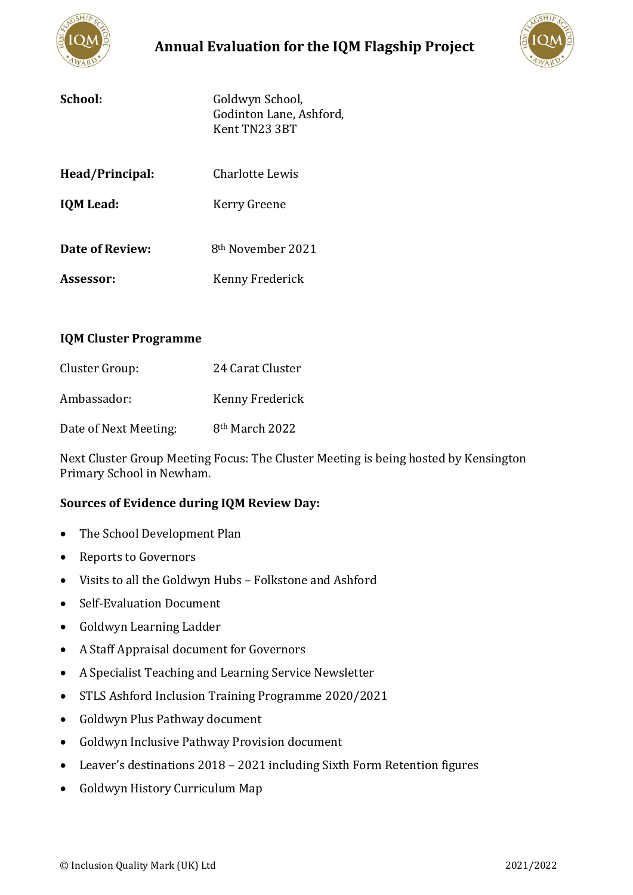# Annual Evaluation for the IQM Flagship Project

| | |
|---|---|
| **School:** | Goldwyn School, Godinton Lane, Ashford, Kent TN23 3BT |
| **Head/Principal:** | Charlotte Lewis |
| **IQM Lead:** | Kerry Greene |
| **Date of Review:** | 8th November 2021 |
| **Assessor:** | Kenny Frederick |

**IQM Cluster Programme**

| | |
|---|---|
| Cluster Group: | 24 Carat Cluster |
| Ambassador: | Kenny Frederick |
| Date of Next Meeting: | 8th March 2022 |

Next Cluster Group Meeting Focus: The Cluster Meeting is being hosted by Kensington Primary School in Newham.

**Sources of Evidence during IQM Review Day:**

- The School Development Plan
- Reports to Governors
- Visits to all the Goldwyn Hubs – Folkstone and Ashford
- Self-Evaluation Document
- Goldwyn Learning Ladder
- A Staff Appraisal document for Governors
- A Specialist Teaching and Learning Service Newsletter
- STLS Ashford Inclusion Training Programme 2020/2021
- Goldwyn Plus Pathway document
- Goldwyn Inclusive Pathway Provision document
- Leaver's destinations 2018 – 2021 including Sixth Form Retention figures
- Goldwyn History Curriculum Map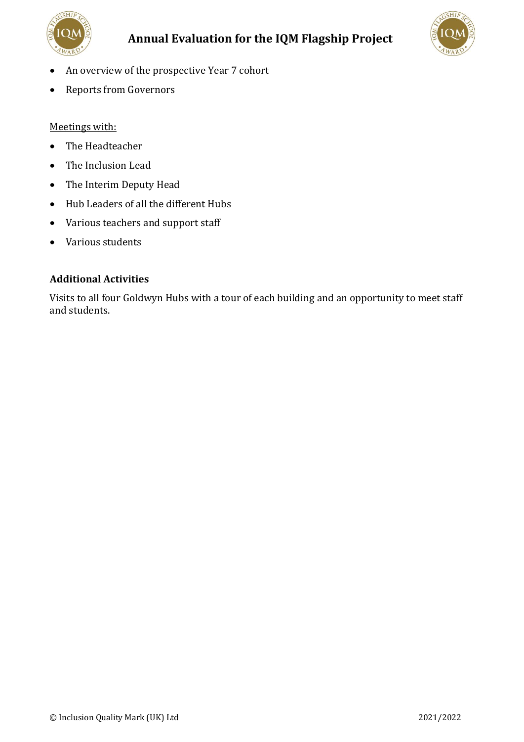- An overview of the prospective Year 7 cohort
- Reports from Governors

Meetings with:

- The Headteacher
- The Inclusion Lead
- The Interim Deputy Head
- Hub Leaders of all the different Hubs
- Various teachers and support staff
- Various students

**Additional Activities**

Visits to all four Goldwyn Hubs with a tour of each building and an opportunity to meet staff and students.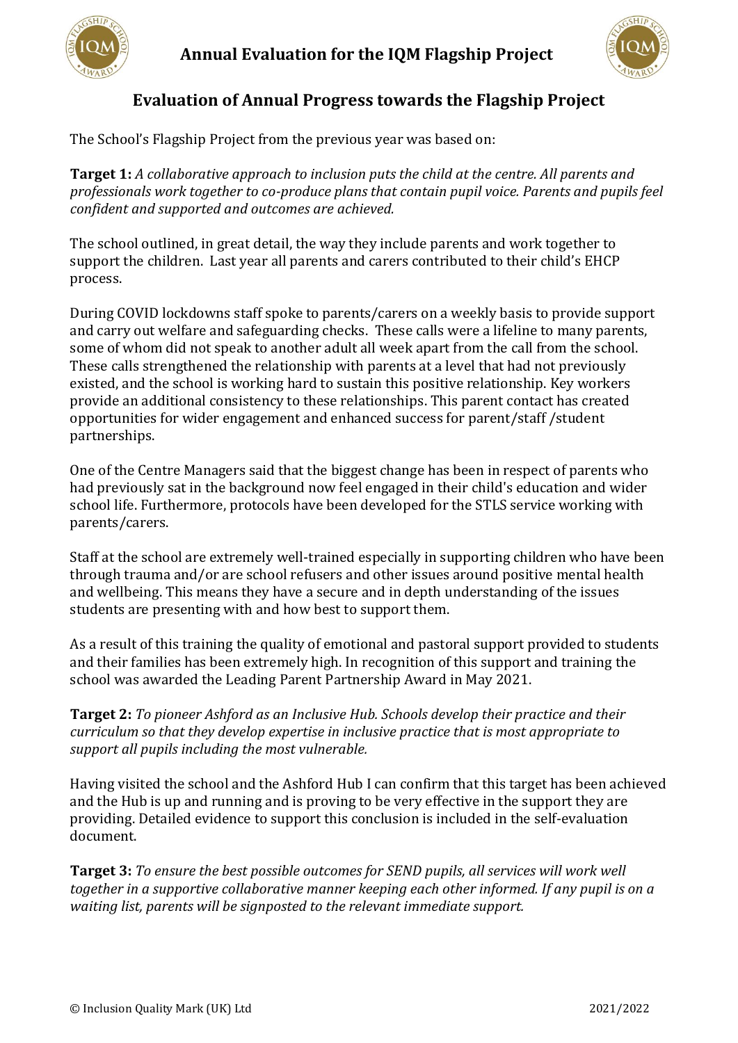## Evaluation of Annual Progress towards the Flagship Project

The School's Flagship Project from the previous year was based on:

**Target 1:** *A collaborative approach to inclusion puts the child at the centre. All parents and professionals work together to co-produce plans that contain pupil voice. Parents and pupils feel confident and supported and outcomes are achieved.*

The school outlined, in great detail, the way they include parents and work together to support the children. Last year all parents and carers contributed to their child's EHCP process.

During COVID lockdowns staff spoke to parents/carers on a weekly basis to provide support and carry out welfare and safeguarding checks. These calls were a lifeline to many parents, some of whom did not speak to another adult all week apart from the call from the school. These calls strengthened the relationship with parents at a level that had not previously existed, and the school is working hard to sustain this positive relationship. Key workers provide an additional consistency to these relationships. This parent contact has created opportunities for wider engagement and enhanced success for parent/staff /student partnerships.

One of the Centre Managers said that the biggest change has been in respect of parents who had previously sat in the background now feel engaged in their child's education and wider school life. Furthermore, protocols have been developed for the STLS service working with parents/carers.

Staff at the school are extremely well-trained especially in supporting children who have been through trauma and/or are school refusers and other issues around positive mental health and wellbeing. This means they have a secure and in depth understanding of the issues students are presenting with and how best to support them.

As a result of this training the quality of emotional and pastoral support provided to students and their families has been extremely high. In recognition of this support and training the school was awarded the Leading Parent Partnership Award in May 2021.

**Target 2:** *To pioneer Ashford as an Inclusive Hub. Schools develop their practice and their curriculum so that they develop expertise in inclusive practice that is most appropriate to support all pupils including the most vulnerable.*

Having visited the school and the Ashford Hub I can confirm that this target has been achieved and the Hub is up and running and is proving to be very effective in the support they are providing. Detailed evidence to support this conclusion is included in the self-evaluation document.

**Target 3:** *To ensure the best possible outcomes for SEND pupils, all services will work well together in a supportive collaborative manner keeping each other informed. If any pupil is on a waiting list, parents will be signposted to the relevant immediate support.*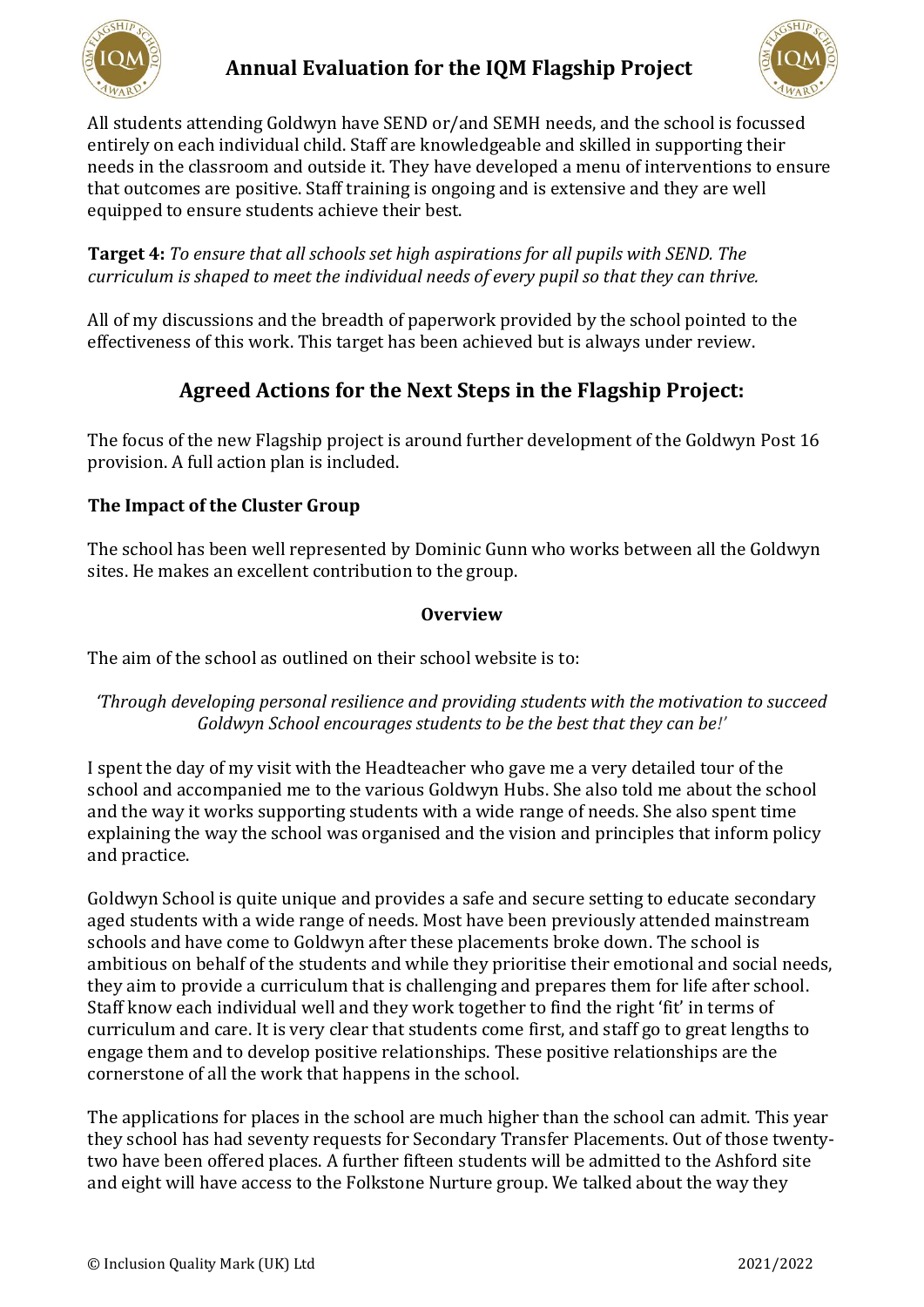All students attending Goldwyn have SEND or/and SEMH needs, and the school is focussed entirely on each individual child. Staff are knowledgeable and skilled in supporting their needs in the classroom and outside it. They have developed a menu of interventions to ensure that outcomes are positive. Staff training is ongoing and is extensive and they are well equipped to ensure students achieve their best.

**Target 4:** *To ensure that all schools set high aspirations for all pupils with SEND. The curriculum is shaped to meet the individual needs of every pupil so that they can thrive.*

All of my discussions and the breadth of paperwork provided by the school pointed to the effectiveness of this work. This target has been achieved but is always under review.

## Agreed Actions for the Next Steps in the Flagship Project:

The focus of the new Flagship project is around further development of the Goldwyn Post 16 provision. A full action plan is included.

### The Impact of the Cluster Group

The school has been well represented by Dominic Gunn who works between all the Goldwyn sites. He makes an excellent contribution to the group.

### Overview

The aim of the school as outlined on their school website is to:

*'Through developing personal resilience and providing students with the motivation to succeed Goldwyn School encourages students to be the best that they can be!'*

I spent the day of my visit with the Headteacher who gave me a very detailed tour of the school and accompanied me to the various Goldwyn Hubs. She also told me about the school and the way it works supporting students with a wide range of needs. She also spent time explaining the way the school was organised and the vision and principles that inform policy and practice.

Goldwyn School is quite unique and provides a safe and secure setting to educate secondary aged students with a wide range of needs. Most have been previously attended mainstream schools and have come to Goldwyn after these placements broke down. The school is ambitious on behalf of the students and while they prioritise their emotional and social needs, they aim to provide a curriculum that is challenging and prepares them for life after school. Staff know each individual well and they work together to find the right 'fit' in terms of curriculum and care. It is very clear that students come first, and staff go to great lengths to engage them and to develop positive relationships. These positive relationships are the cornerstone of all the work that happens in the school.

The applications for places in the school are much higher than the school can admit. This year they school has had seventy requests for Secondary Transfer Placements. Out of those twenty-two have been offered places. A further fifteen students will be admitted to the Ashford site and eight will have access to the Folkstone Nurture group. We talked about the way they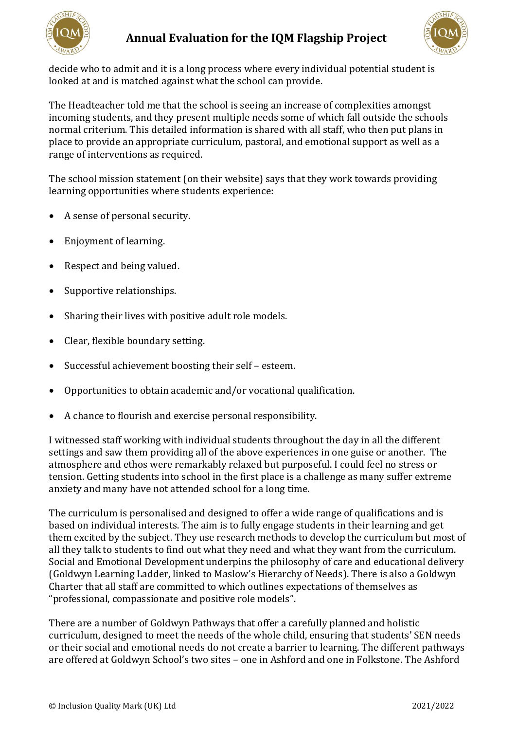decide who to admit and it is a long process where every individual potential student is looked at and is matched against what the school can provide.

The Headteacher told me that the school is seeing an increase of complexities amongst incoming students, and they present multiple needs some of which fall outside the schools normal criterium. This detailed information is shared with all staff, who then put plans in place to provide an appropriate curriculum, pastoral, and emotional support as well as a range of interventions as required.

The school mission statement (on their website) says that they work towards providing learning opportunities where students experience:

- A sense of personal security.
- Enjoyment of learning.
- Respect and being valued.
- Supportive relationships.
- Sharing their lives with positive adult role models.
- Clear, flexible boundary setting.
- Successful achievement boosting their self – esteem.
- Opportunities to obtain academic and/or vocational qualification.
- A chance to flourish and exercise personal responsibility.

I witnessed staff working with individual students throughout the day in all the different settings and saw them providing all of the above experiences in one guise or another. The atmosphere and ethos were remarkably relaxed but purposeful. I could feel no stress or tension. Getting students into school in the first place is a challenge as many suffer extreme anxiety and many have not attended school for a long time.

The curriculum is personalised and designed to offer a wide range of qualifications and is based on individual interests. The aim is to fully engage students in their learning and get them excited by the subject. They use research methods to develop the curriculum but most of all they talk to students to find out what they need and what they want from the curriculum. Social and Emotional Development underpins the philosophy of care and educational delivery (Goldwyn Learning Ladder, linked to Maslow's Hierarchy of Needs). There is also a Goldwyn Charter that all staff are committed to which outlines expectations of themselves as "professional, compassionate and positive role models".

There are a number of Goldwyn Pathways that offer a carefully planned and holistic curriculum, designed to meet the needs of the whole child, ensuring that students' SEN needs or their social and emotional needs do not create a barrier to learning. The different pathways are offered at Goldwyn School's two sites – one in Ashford and one in Folkstone. The Ashford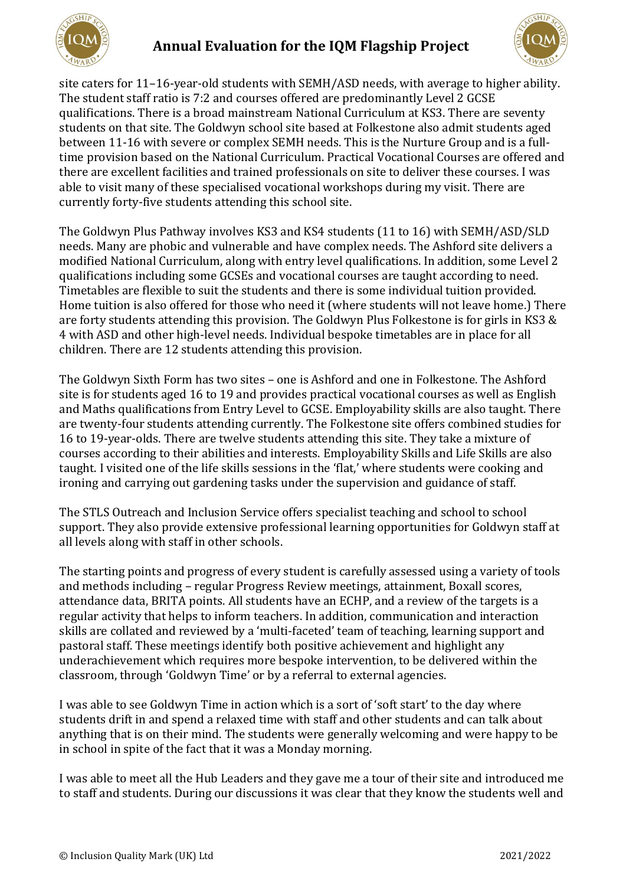site caters for 11–16-year-old students with SEMH/ASD needs, with average to higher ability. The student staff ratio is 7:2 and courses offered are predominantly Level 2 GCSE qualifications. There is a broad mainstream National Curriculum at KS3. There are seventy students on that site. The Goldwyn school site based at Folkestone also admit students aged between 11-16 with severe or complex SEMH needs. This is the Nurture Group and is a full-time provision based on the National Curriculum. Practical Vocational Courses are offered and there are excellent facilities and trained professionals on site to deliver these courses. I was able to visit many of these specialised vocational workshops during my visit. There are currently forty-five students attending this school site.

The Goldwyn Plus Pathway involves KS3 and KS4 students (11 to 16) with SEMH/ASD/SLD needs. Many are phobic and vulnerable and have complex needs. The Ashford site delivers a modified National Curriculum, along with entry level qualifications. In addition, some Level 2 qualifications including some GCSEs and vocational courses are taught according to need. Timetables are flexible to suit the students and there is some individual tuition provided. Home tuition is also offered for those who need it (where students will not leave home.) There are forty students attending this provision. The Goldwyn Plus Folkestone is for girls in KS3 & 4 with ASD and other high-level needs. Individual bespoke timetables are in place for all children. There are 12 students attending this provision.

The Goldwyn Sixth Form has two sites – one is Ashford and one in Folkestone. The Ashford site is for students aged 16 to 19 and provides practical vocational courses as well as English and Maths qualifications from Entry Level to GCSE. Employability skills are also taught. There are twenty-four students attending currently. The Folkestone site offers combined studies for 16 to 19-year-olds. There are twelve students attending this site. They take a mixture of courses according to their abilities and interests. Employability Skills and Life Skills are also taught. I visited one of the life skills sessions in the 'flat,' where students were cooking and ironing and carrying out gardening tasks under the supervision and guidance of staff.

The STLS Outreach and Inclusion Service offers specialist teaching and school to school support. They also provide extensive professional learning opportunities for Goldwyn staff at all levels along with staff in other schools.

The starting points and progress of every student is carefully assessed using a variety of tools and methods including – regular Progress Review meetings, attainment, Boxall scores, attendance data, BRITA points. All students have an ECHP, and a review of the targets is a regular activity that helps to inform teachers. In addition, communication and interaction skills are collated and reviewed by a 'multi-faceted' team of teaching, learning support and pastoral staff. These meetings identify both positive achievement and highlight any underachievement which requires more bespoke intervention, to be delivered within the classroom, through 'Goldwyn Time' or by a referral to external agencies.

I was able to see Goldwyn Time in action which is a sort of 'soft start' to the day where students drift in and spend a relaxed time with staff and other students and can talk about anything that is on their mind. The students were generally welcoming and were happy to be in school in spite of the fact that it was a Monday morning.

I was able to meet all the Hub Leaders and they gave me a tour of their site and introduced me to staff and students. During our discussions it was clear that they know the students well and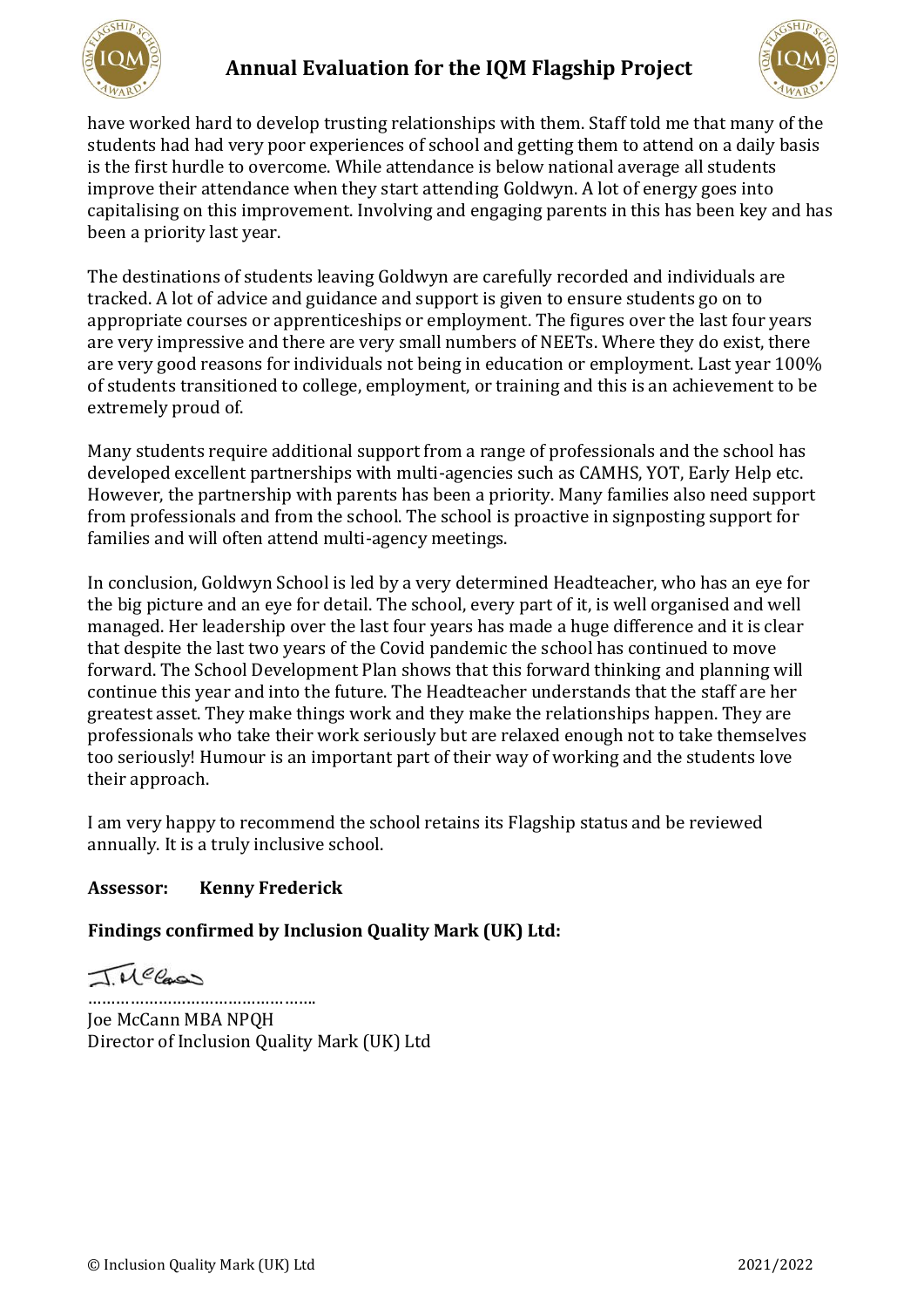have worked hard to develop trusting relationships with them. Staff told me that many of the students had had very poor experiences of school and getting them to attend on a daily basis is the first hurdle to overcome. While attendance is below national average all students improve their attendance when they start attending Goldwyn. A lot of energy goes into capitalising on this improvement. Involving and engaging parents in this has been key and has been a priority last year.

The destinations of students leaving Goldwyn are carefully recorded and individuals are tracked. A lot of advice and guidance and support is given to ensure students go on to appropriate courses or apprenticeships or employment. The figures over the last four years are very impressive and there are very small numbers of NEETs. Where they do exist, there are very good reasons for individuals not being in education or employment. Last year 100% of students transitioned to college, employment, or training and this is an achievement to be extremely proud of.

Many students require additional support from a range of professionals and the school has developed excellent partnerships with multi-agencies such as CAMHS, YOT, Early Help etc. However, the partnership with parents has been a priority. Many families also need support from professionals and from the school. The school is proactive in signposting support for families and will often attend multi-agency meetings.

In conclusion, Goldwyn School is led by a very determined Headteacher, who has an eye for the big picture and an eye for detail. The school, every part of it, is well organised and well managed. Her leadership over the last four years has made a huge difference and it is clear that despite the last two years of the Covid pandemic the school has continued to move forward. The School Development Plan shows that this forward thinking and planning will continue this year and into the future. The Headteacher understands that the staff are her greatest asset. They make things work and they make the relationships happen. They are professionals who take their work seriously but are relaxed enough not to take themselves too seriously! Humour is an important part of their way of working and the students love their approach.

I am very happy to recommend the school retains its Flagship status and be reviewed annually. It is a truly inclusive school.

**Assessor: Kenny Frederick**

**Findings confirmed by Inclusion Quality Mark (UK) Ltd:**

J. McCann

……………………………………….

Joe McCann MBA NPQH
Director of Inclusion Quality Mark (UK) Ltd